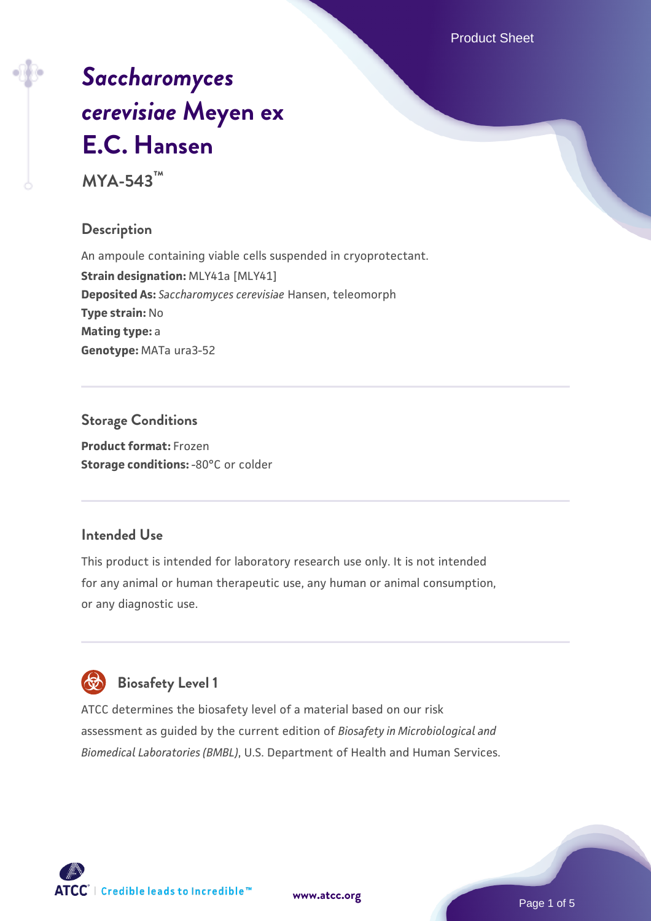# *Saccharomyces cerevisiae* Meyen ex E.C. Hansen

**MYA-543™**

## Description

An ampoule containing viable cells suspended in cryoprotectant.

**Strain designation:** MLY41a [MLY41]

**Deposited As:** *Saccharomyces cerevisiae* Hansen, teleomorph

**Type strain:** No

**Mating type:** a

**Genotype:** MATa ura3-52

## Storage Conditions

**Product format:** Frozen

**Storage conditions:** -80°C or colder

## Intended Use

This product is intended for laboratory research use only. It is not intended for any animal or human therapeutic use, any human or animal consumption, or any diagnostic use.

## Biosafety Level 1

ATCC determines the biosafety level of a material based on our risk assessment as guided by the current edition of *Biosafety in Microbiological and Biomedical Laboratories (BMBL)*, U.S. Department of Health and Human Services.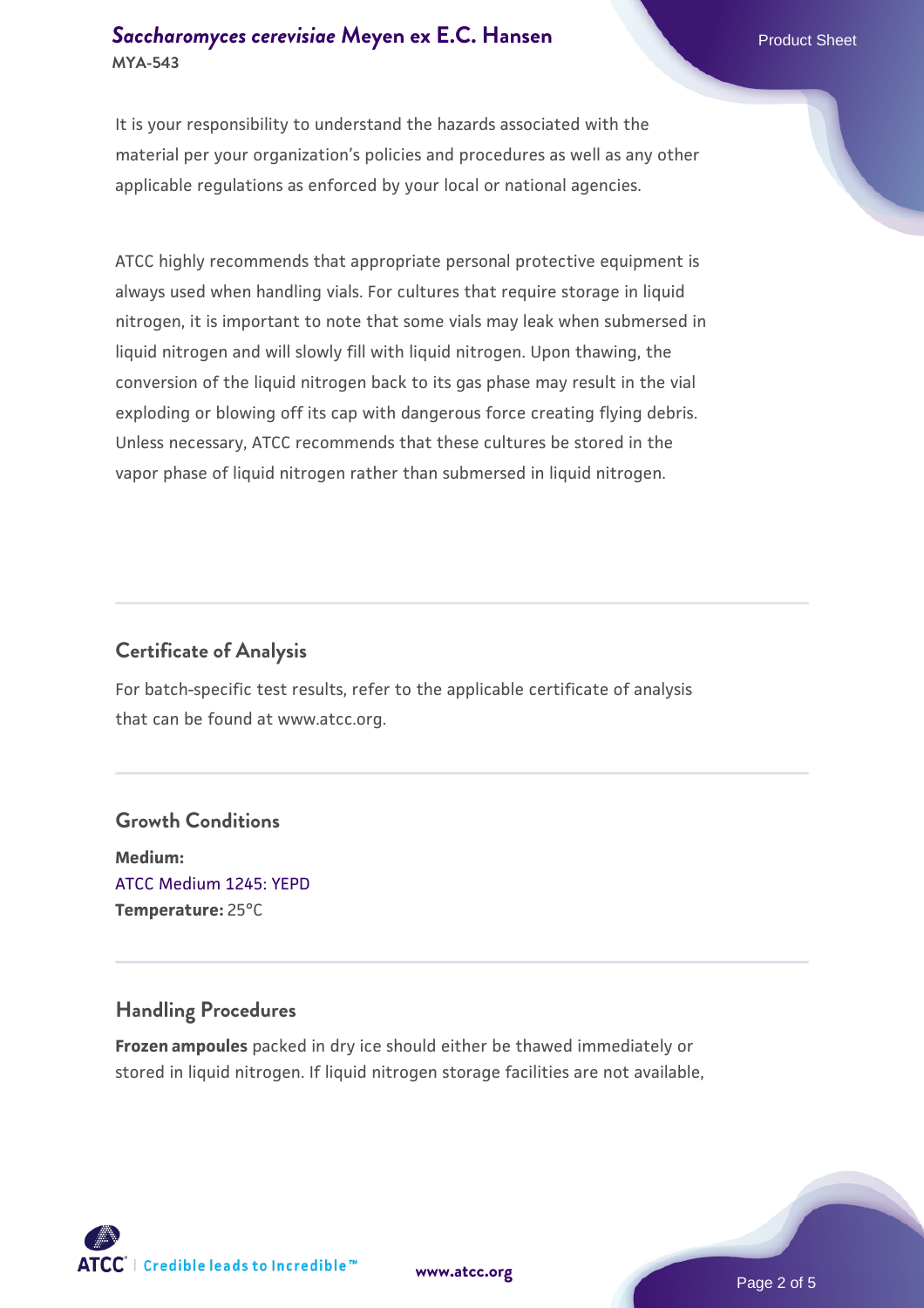It is your responsibility to understand the hazards associated with the material per your organization's policies and procedures as well as any other applicable regulations as enforced by your local or national agencies.

ATCC highly recommends that appropriate personal protective equipment is always used when handling vials. For cultures that require storage in liquid nitrogen, it is important to note that some vials may leak when submersed in liquid nitrogen and will slowly fill with liquid nitrogen. Upon thawing, the conversion of the liquid nitrogen back to its gas phase may result in the vial exploding or blowing off its cap with dangerous force creating flying debris. Unless necessary, ATCC recommends that these cultures be stored in the vapor phase of liquid nitrogen rather than submersed in liquid nitrogen.

## Certificate of Analysis

For batch-specific test results, refer to the applicable certificate of analysis that can be found at www.atcc.org.

## Growth Conditions

**Medium:**
ATCC Medium 1245: YEPD
**Temperature:** 25°C

## Handling Procedures

**Frozen ampoules** packed in dry ice should either be thawed immediately or stored in liquid nitrogen. If liquid nitrogen storage facilities are not available,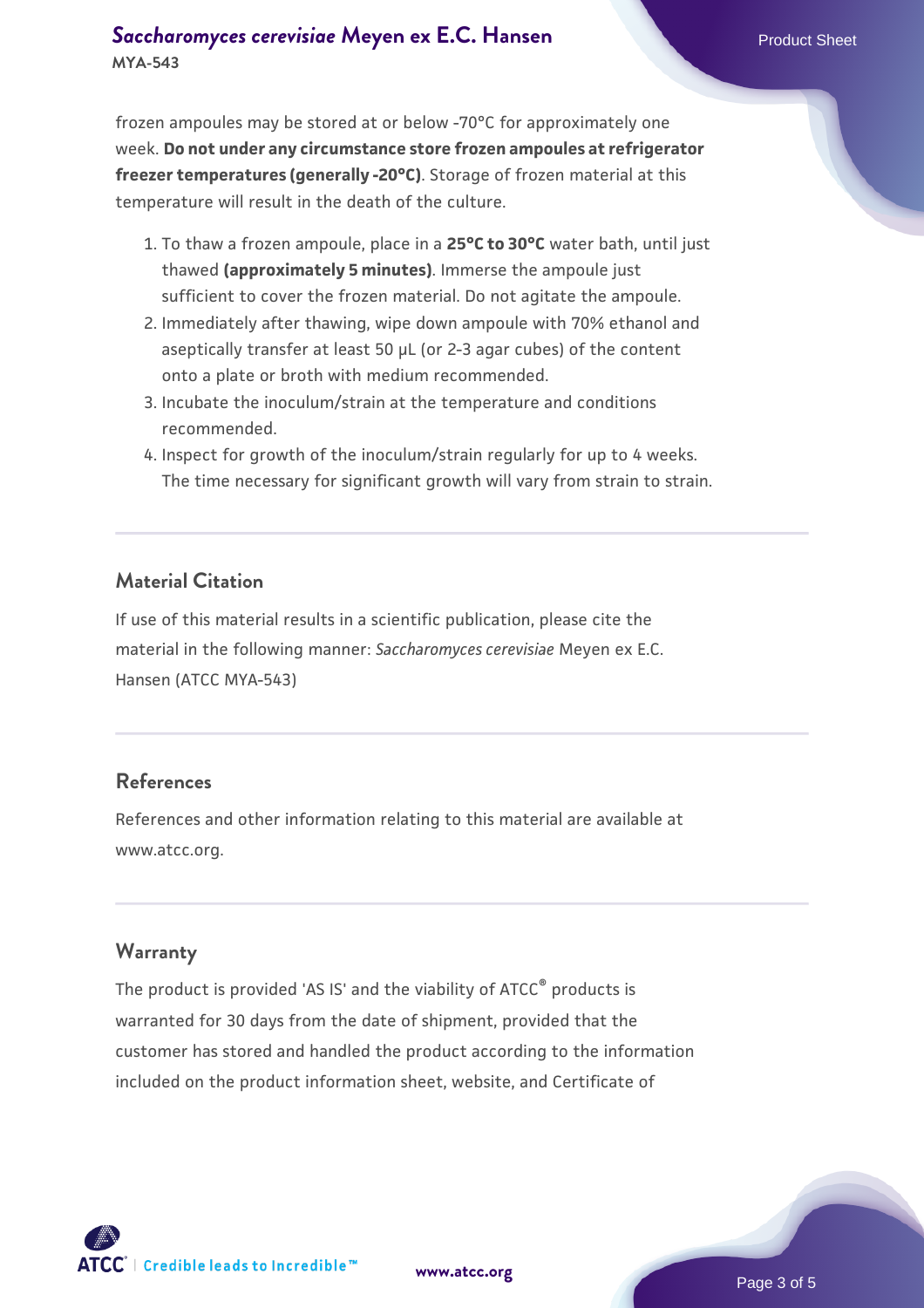frozen ampoules may be stored at or below -70°C for approximately one week. **Do not under any circumstance store frozen ampoules at refrigerator freezer temperatures (generally -20°C)**. Storage of frozen material at this temperature will result in the death of the culture.

1. To thaw a frozen ampoule, place in a **25°C to 30°C** water bath, until just thawed **(approximately 5 minutes)**. Immerse the ampoule just sufficient to cover the frozen material. Do not agitate the ampoule.
2. Immediately after thawing, wipe down ampoule with 70% ethanol and aseptically transfer at least 50 µL (or 2-3 agar cubes) of the content onto a plate or broth with medium recommended.
3. Incubate the inoculum/strain at the temperature and conditions recommended.
4. Inspect for growth of the inoculum/strain regularly for up to 4 weeks. The time necessary for significant growth will vary from strain to strain.

## Material Citation

If use of this material results in a scientific publication, please cite the material in the following manner: *Saccharomyces cerevisiae* Meyen ex E.C. Hansen (ATCC MYA-543)

## References

References and other information relating to this material are available at www.atcc.org.

## Warranty

The product is provided 'AS IS' and the viability of ATCC® products is warranted for 30 days from the date of shipment, provided that the customer has stored and handled the product according to the information included on the product information sheet, website, and Certificate of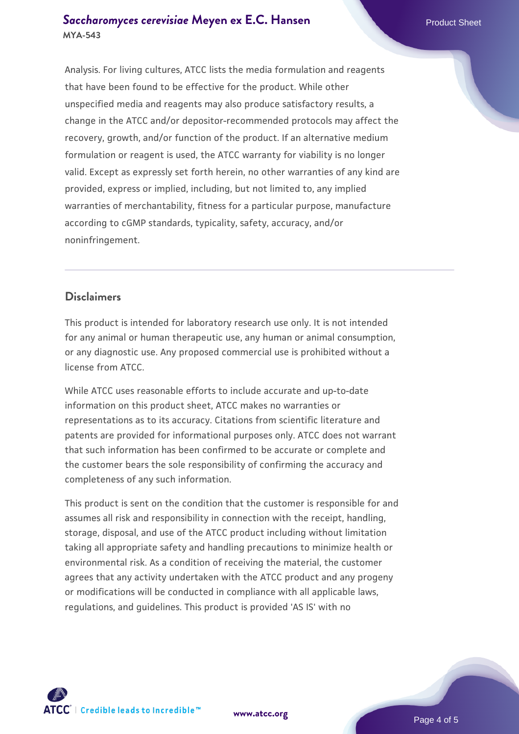Analysis. For living cultures, ATCC lists the media formulation and reagents that have been found to be effective for the product. While other unspecified media and reagents may also produce satisfactory results, a change in the ATCC and/or depositor-recommended protocols may affect the recovery, growth, and/or function of the product. If an alternative medium formulation or reagent is used, the ATCC warranty for viability is no longer valid. Except as expressly set forth herein, no other warranties of any kind are provided, express or implied, including, but not limited to, any implied warranties of merchantability, fitness for a particular purpose, manufacture according to cGMP standards, typicality, safety, accuracy, and/or noninfringement.

## Disclaimers

This product is intended for laboratory research use only. It is not intended for any animal or human therapeutic use, any human or animal consumption, or any diagnostic use. Any proposed commercial use is prohibited without a license from ATCC.

While ATCC uses reasonable efforts to include accurate and up-to-date information on this product sheet, ATCC makes no warranties or representations as to its accuracy. Citations from scientific literature and patents are provided for informational purposes only. ATCC does not warrant that such information has been confirmed to be accurate or complete and the customer bears the sole responsibility of confirming the accuracy and completeness of any such information.

This product is sent on the condition that the customer is responsible for and assumes all risk and responsibility in connection with the receipt, handling, storage, disposal, and use of the ATCC product including without limitation taking all appropriate safety and handling precautions to minimize health or environmental risk. As a condition of receiving the material, the customer agrees that any activity undertaken with the ATCC product and any progeny or modifications will be conducted in compliance with all applicable laws, regulations, and guidelines. This product is provided 'AS IS' with no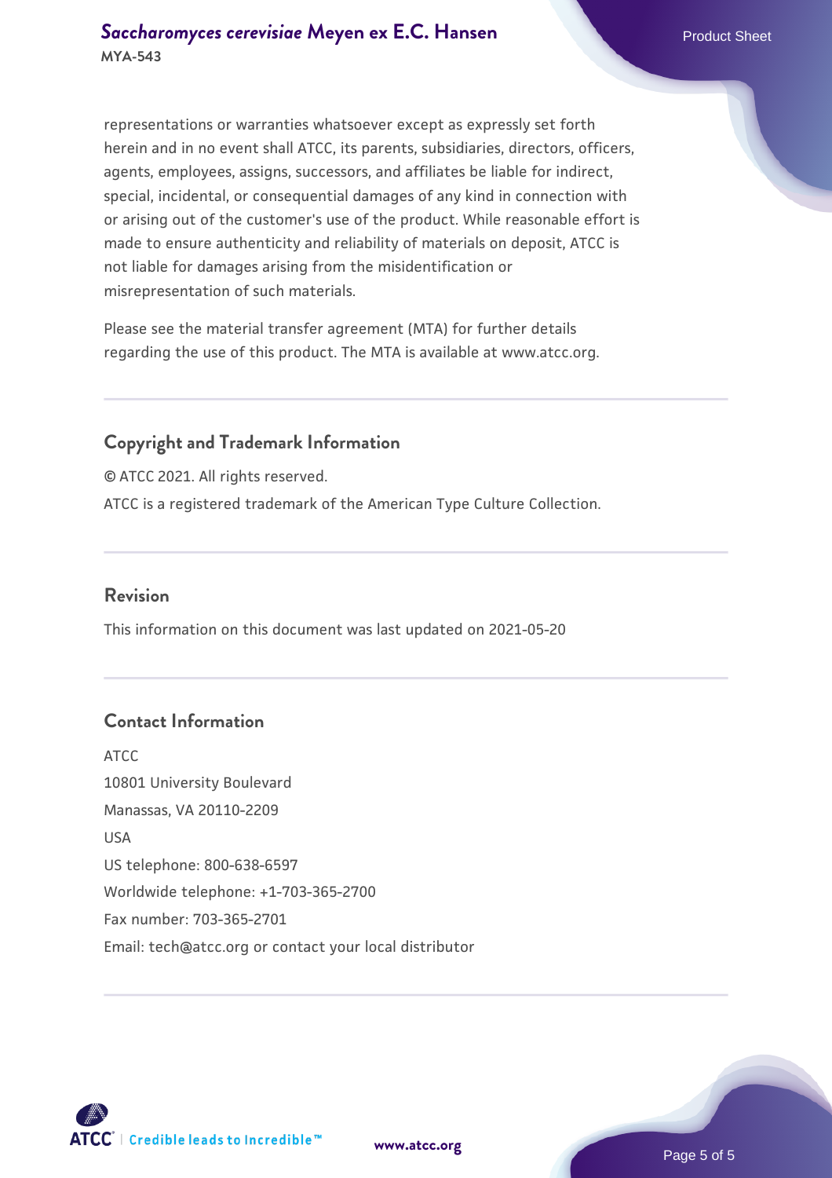representations or warranties whatsoever except as expressly set forth herein and in no event shall ATCC, its parents, subsidiaries, directors, officers, agents, employees, assigns, successors, and affiliates be liable for indirect, special, incidental, or consequential damages of any kind in connection with or arising out of the customer's use of the product. While reasonable effort is made to ensure authenticity and reliability of materials on deposit, ATCC is not liable for damages arising from the misidentification or misrepresentation of such materials.

Please see the material transfer agreement (MTA) for further details regarding the use of this product. The MTA is available at www.atcc.org.

## Copyright and Trademark Information

© ATCC 2021. All rights reserved.

ATCC is a registered trademark of the American Type Culture Collection.

## Revision

This information on this document was last updated on 2021-05-20

## Contact Information

ATCC
10801 University Boulevard
Manassas, VA 20110-2209
USA
US telephone: 800-638-6597
Worldwide telephone: +1-703-365-2700
Fax number: 703-365-2701
Email: tech@atcc.org or contact your local distributor